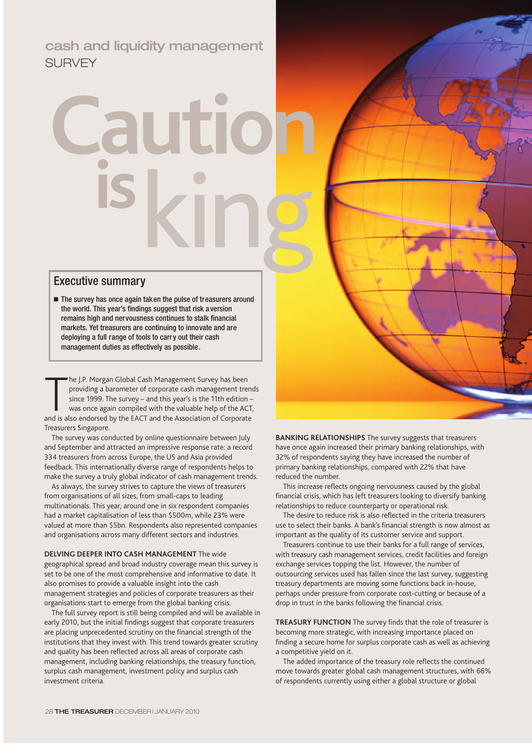cash and liquidity management
SURVEY

# Caution is king

## Executive summary

- **The survey has once again taken the pulse of treasurers around the world. This year's findings suggest that risk aversion remains high and nervousness continues to stalk financial markets. Yet treasurers are continuing to innovate and are deploying a full range of tools to carry out their cash management duties as effectively as possible.**

The J.P. Morgan Global Cash Management Survey has been providing a barometer of corporate cash management trends since 1999. The survey – and this year's is the 11th edition – was once again compiled with the valuable help of the ACT, and is also endorsed by the EACT and the Association of Corporate Treasurers Singapore.

The survey was conducted by online questionnaire between July and September and attracted an impressive response rate: a record 334 treasurers from across Europe, the US and Asia provided feedback. This internationally diverse range of respondents helps to make the survey a truly global indicator of cash management trends.

As always, the survey strives to capture the views of treasurers from organisations of all sizes, from small-caps to leading multinationals. This year, around one in six respondent companies had a market capitalisation of less than $500m, while 23% were valued at more than $5bn. Respondents also represented companies and organisations across many different sectors and industries.

**DELVING DEEPER INTO CASH MANAGEMENT** The wide geographical spread and broad industry coverage mean this survey is set to be one of the most comprehensive and informative to date. It also promises to provide a valuable insight into the cash management strategies and policies of corporate treasurers as their organisations start to emerge from the global banking crisis.

The full survey report is still being compiled and will be available in early 2010, but the initial findings suggest that corporate treasurers are placing unprecedented scrutiny on the financial strength of the institutions that they invest with. This trend towards greater scrutiny and quality has been reflected across all areas of corporate cash management, including banking relationships, the treasury function, surplus cash management, investment policy and surplus cash investment criteria.

**BANKING RELATIONSHIPS** The survey suggests that treasurers have once again increased their primary banking relationships, with 32% of respondents saying they have increased the number of primary banking relationships, compared with 22% that have reduced the number.

This increase reflects ongoing nervousness caused by the global financial crisis, which has left treasurers looking to diversify banking relationships to reduce counterparty or operational risk.

The desire to reduce risk is also reflected in the criteria treasurers use to select their banks. A bank's financial strength is now almost as important as the quality of its customer service and support.

Treasurers continue to use their banks for a full range of services, with treasury cash management services, credit facilities and foreign exchange services topping the list. However, the number of outsourcing services used has fallen since the last survey, suggesting treasury departments are moving some functions back in-house, perhaps under pressure from corporate cost-cutting or because of a drop in trust in the banks following the financial crisis.

**TREASURY FUNCTION** The survey finds that the role of treasurer is becoming more strategic, with increasing importance placed on finding a secure home for surplus corporate cash as well as achieving a competitive yield on it.

The added importance of the treasury role reflects the continued move towards greater global cash management structures, with 66% of respondents currently using either a global structure or global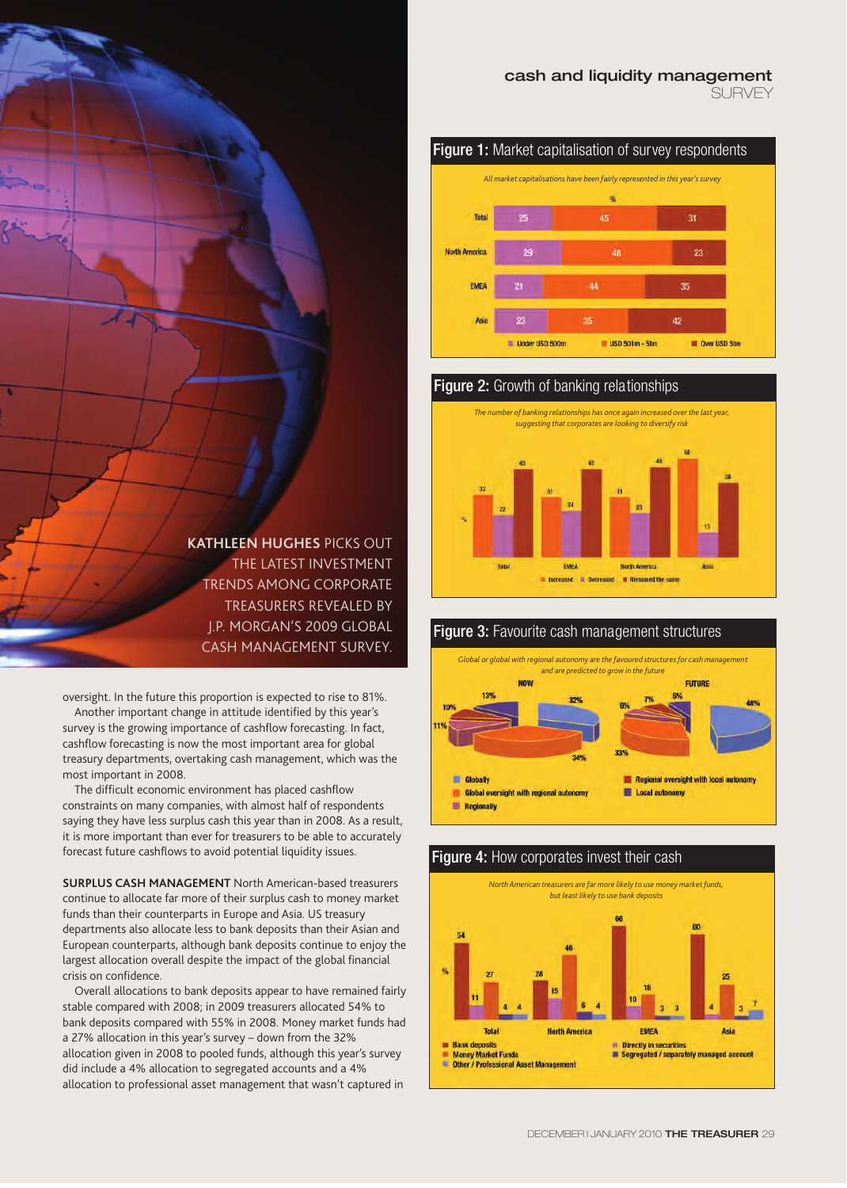## cash and liquidity management SURVEY

KATHLEEN HUGHES PICKS OUT THE LATEST INVESTMENT TRENDS AMONG CORPORATE TREASURERS REVEALED BY J.P. MORGAN'S 2009 GLOBAL CASH MANAGEMENT SURVEY.

oversight. In the future this proportion is expected to rise to 81%.

Another important change in attitude highlighted by this year's survey is the growing importance of cashflow forecasting. In fact, cashflow forecasting is now the most important area for global treasury departments, overtaking cash management, which was the most important in 2008.

The difficult economic environment has placed cashflow constraints on many companies, with almost half of respondents saying they have less surplus cash this year than in 2008. As a result, it is more important than ever for treasurers to be able to accurately forecast future cashflows to avoid potential liquidity issues.

**SURPLUS CASH MANAGEMENT** North American-based treasurers continue to allocate far more of their surplus cash to money market funds than their counterparts in Europe and Asia. US treasury departments also allocate less to bank deposits than their Asian and European counterparts, although bank deposits continue to enjoy the largest allocation overall despite the impact of the global financial crisis on confidence.

Overall allocations to bank deposits appear to have remained fairly stable compared with 2008; in 2009 treasurers allocated 54% to bank deposits compared with 55% in 2008. Money market funds had a 27% allocation in this year's survey – down from the 32% allocation given in 2008 to pooled funds, although this year's survey did include a 4% allocation to segregated accounts and a 4% allocation to professional asset management that wasn't captured in

### Figure 1: Market capitalisation of survey respondents

*All market capitalisations have been fairly represented in this year's survey*

| % | Under USD 500m | USD 501m - 5bn | Over USD 5bn |
|---|---|---|---|
| Total | 25 | 45 | 31 |
| North America | 29 | 48 | 23 |
| EMEA | 21 | 44 | 35 |
| Asia | 23 | 35 | 42 |

### Figure 2: Growth of banking relationships

*The number of banking relationships has once again increased over the last year, suggesting that corporates are looking to diversify risk*

| % | Increased | Decreased | Remained the same |
|---|---|---|---|
| Total | 32 | 22 | 45 |
| EMEA | 31 | 24 | 45 |
| North America | 31 | 23 | 46 |
| Asia | 50 | 13 | 38 |

### Figure 3: Favourite cash management structures

*Global or global with regional autonomy are the favoured structures for cash management and are predicted to grow in the future*

| | Now | Future |
|---|---|---|
| Globally | 32% | 48% |
| Global oversight with regional autonomy | 34% | 33% |
| Regionally | 10% | 6% |
| Regional oversight with local autonomy | 13% | 7% |
| Local autonomy | 11% | 6% |

### Figure 4: How corporates invest their cash

*North American treasurers are far more likely to use money market funds, but least likely to use bank deposits*

| % | Bank deposits | Money Market Funds | Other / Professional Asset Management | Directly in securities | Segregated / separately managed account |
|---|---|---|---|---|---|
| Total | 54 | 27 | 11 | 4 | 4 |
| North America | 28 | 46 | 15 | 6 | 4 |
| EMEA | 66 | 18 | 10 | 3 | 3 |
| Asia | 60 | 25 | 4 | 3 | 7 |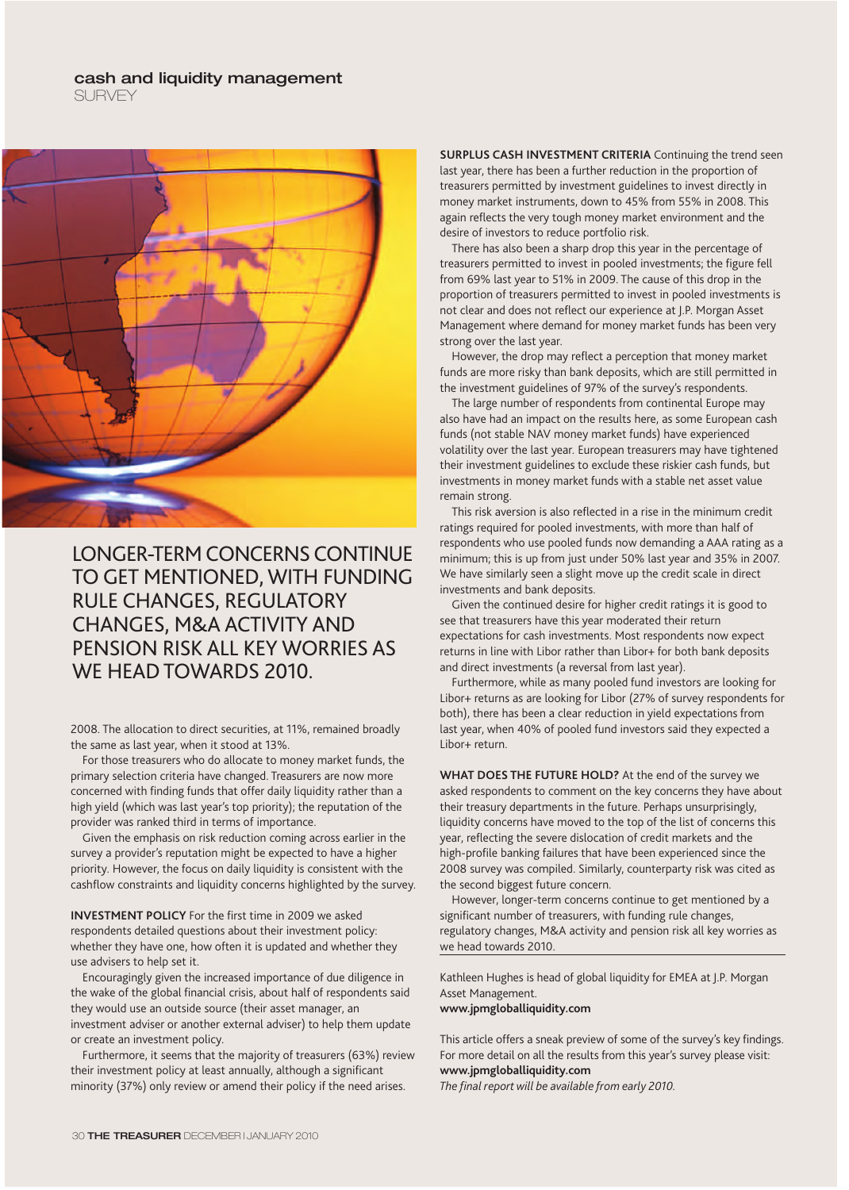LONGER-TERM CONCERNS CONTINUE TO GET MENTIONED, WITH FUNDING RULE CHANGES, REGULATORY CHANGES, M&A ACTIVITY AND PENSION RISK ALL KEY WORRIES AS WE HEAD TOWARDS 2010.

2008. The allocation to direct securities, at 11%, remained broadly the same as last year, when it stood at 13%.

For those treasurers who do allocate to money market funds, the primary selection criteria have changed. Treasurers are now more concerned with finding funds that offer daily liquidity rather than a high yield (which was last year's top priority); the reputation of the provider was ranked third in terms of importance.

Given the emphasis on risk reduction coming across earlier in the survey a provider's reputation might be expected to have a higher priority. However, the focus on daily liquidity is consistent with the cashflow constraints and liquidity concerns highlighted by the survey.

**INVESTMENT POLICY** For the first time in 2009 we asked respondents detailed questions about their investment policy: whether they have one, how often it is updated and whether they use advisers to help set it.

Encouragingly given the increased importance of due diligence in the wake of the global financial crisis, about half of respondents said they would use an outside source (their asset manager, an investment adviser or another external adviser) to help them update or create an investment policy.

Furthermore, it seems that the majority of treasurers (63%) review their investment policy at least annually, although a significant minority (37%) only review or amend their policy if the need arises.

**SURPLUS CASH INVESTMENT CRITERIA** Continuing the trend seen last year, there has been a further reduction in the proportion of treasurers permitted by investment guidelines to invest directly in money market instruments, down to 45% from 55% in 2008. This again reflects the very tough money market environment and the desire of investors to reduce portfolio risk.

There has also been a sharp drop this year in the percentage of treasurers permitted to invest in pooled investments; the figure fell from 69% last year to 51% in 2009. The cause of this drop in the proportion of treasurers permitted to invest in pooled investments is not clear and does not reflect our experience at J.P. Morgan Asset Management where demand for money market funds has been very strong over the last year.

However, the drop may reflect a perception that money market funds are more risky than bank deposits, which are still permitted in the investment guidelines of 97% of the survey's respondents.

The large number of respondents from continental Europe may also have had an impact on the results here, as some European cash funds (not stable NAV money market funds) have experienced volatility over the last year. European treasurers may have tightened their investment guidelines to exclude these riskier cash funds, but investments in money market funds with a stable net asset value remain strong.

This risk aversion is also reflected in a rise in the minimum credit ratings required for pooled investments, with more than half of respondents who use pooled funds now demanding a AAA rating as a minimum; this is up from just under 50% last year and 35% in 2007. We have similarly seen a slight move up the credit scale in direct investments and bank deposits.

Given the continued desire for higher credit ratings it is good to see that treasurers have this year moderated their return expectations for cash investments. Most respondents now expect returns in line with Libor rather than Libor+ for both bank deposits and direct investments (a reversal from last year).

Furthermore, while as many pooled fund investors are looking for Libor+ returns as are looking for Libor (27% of survey respondents for both), there has been a clear reduction in yield expectations from last year, when 40% of pooled fund investors said they expected a Libor+ return.

**WHAT DOES THE FUTURE HOLD?** At the end of the survey we asked respondents to comment on the key concerns they have about their treasury departments in the future. Perhaps unsurprisingly, liquidity concerns have moved to the top of the list of concerns this year, reflecting the severe dislocation of credit markets and the high-profile banking failures that have been experienced since the 2008 survey was compiled. Similarly, counterparty risk was cited as the second biggest future concern.

However, longer-term concerns continue to get mentioned by a significant number of treasurers, with funding rule changes, regulatory changes, M&A activity and pension risk all key worries as we head towards 2010.

Kathleen Hughes is head of global liquidity for EMEA at J.P. Morgan Asset Management.
**www.jpmgloballiquidity.com**

This article offers a sneak preview of some of the survey's key findings. For more detail on all the results from this year's survey please visit:
**www.jpmgloballiquidity.com**
*The final report will be available from early 2010.*